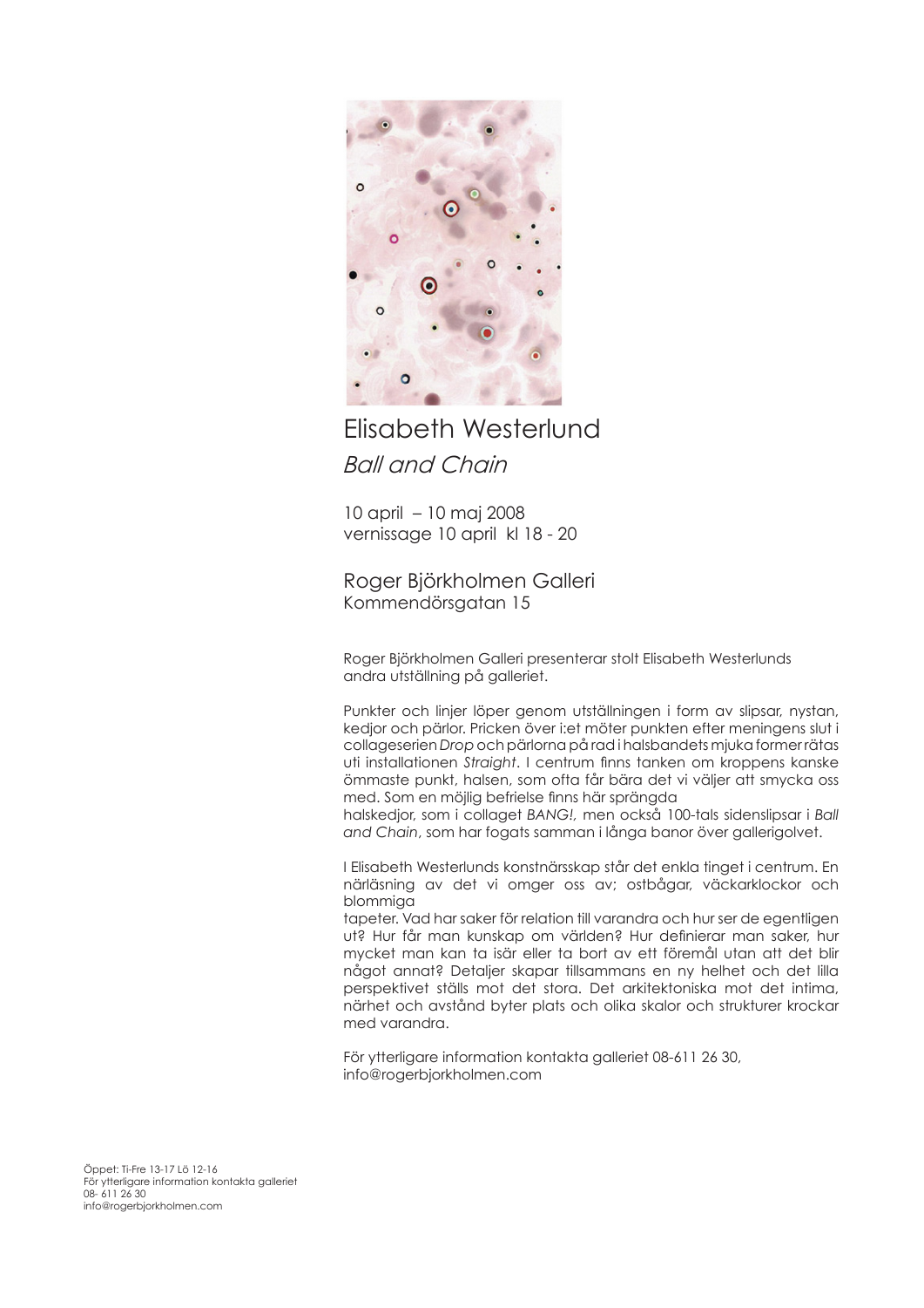# Elisabeth Westerlund

## *Ball and Chain*

10 april – 10 maj 2008
vernissage 10 april kl 18 - 20

Roger Björkholmen Galleri
Kommendörsgatan 15

Roger Björkholmen Galleri presenterar stolt Elisabeth Westerlunds andra utställning på galleriet.

Punkter och linjer löper genom utställningen i form av slipsar, nystan, kedjor och pärlor. Pricken över i:et möter punkten efter meningens slut i collageserien *Drop* och pärlorna på rad i halsbandets mjuka former rätas uti installationen *Straight*. I centrum finns tanken om kroppens kanske ömmaste punkt, halsen, som ofta får bära det vi väljer att smycka oss med. Som en möjlig befrielse finns här sprängda halskedjor, som i collaget *BANG!*, men också 100-tals sidenslipsar i *Ball and Chain*, som har fogats samman i långa banor över gallerigolvet.

I Elisabeth Westerlunds konstnärsskap står det enkla tinget i centrum. En närläsning av det vi omger oss av; ostbågar, väckarklockor och blommiga tapeter. Vad har saker för relation till varandra och hur ser de egentligen ut? Hur får man kunskap om världen? Hur definierar man saker, hur mycket man kan ta isär eller ta bort av ett föremål utan att det blir något annat? Detaljer skapar tillsammans en ny helhet och det lilla perspektivet ställs mot det stora. Det arkitektoniska mot det intima, närhet och avstånd byter plats och olika skalor och strukturer krockar med varandra.

För ytterligare information kontakta galleriet 08-611 26 30, info@rogerbjorkholmen.com

Öppet: Ti-Fre 13-17 Lö 12-16
För ytterligare information kontakta galleriet
08- 611 26 30
info@rogerbjorkholmen.com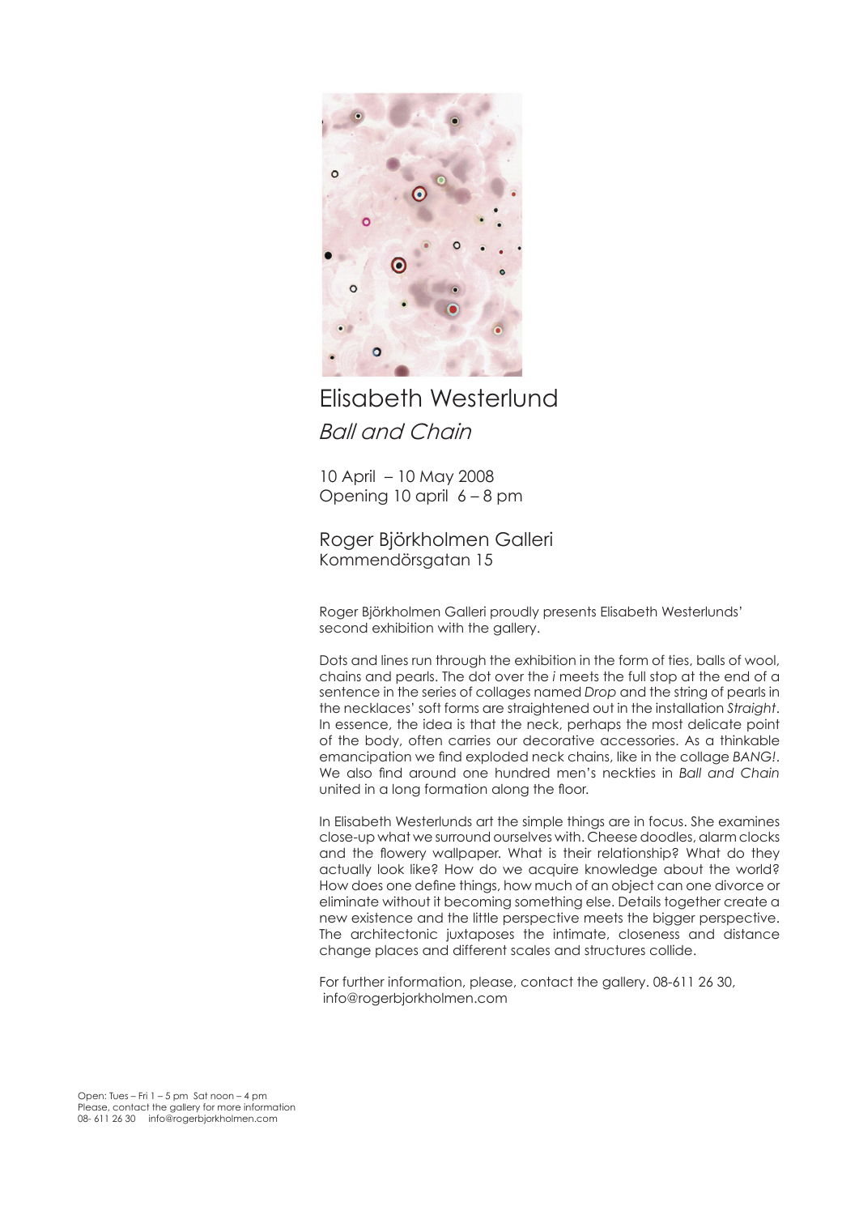# Elisabeth Westerlund

## *Ball and Chain*

10 April – 10 May 2008
Opening 10 april 6 – 8 pm

### Roger Björkholmen Galleri

Kommendörsgatan 15

Roger Björkholmen Galleri proudly presents Elisabeth Westerlunds' second exhibition with the gallery.

Dots and lines run through the exhibition in the form of ties, balls of wool, chains and pearls. The dot over the *i* meets the full stop at the end of a sentence in the series of collages named *Drop* and the string of pearls in the necklaces' soft forms are straightened out in the installation *Straight*. In essence, the idea is that the neck, perhaps the most delicate point of the body, often carries our decorative accessories. As a thinkable emancipation we find exploded neck chains, like in the collage *BANG!*. We also find around one hundred men's neckties in *Ball and Chain* united in a long formation along the floor.

In Elisabeth Westerlunds art the simple things are in focus. She examines close-up what we surround ourselves with. Cheese doodles, alarm clocks and the flowery wallpaper. What is their relationship? What do they actually look like? How do we acquire knowledge about the world? How does one define things, how much of an object can one divorce or eliminate without it becoming something else. Details together create a new existence and the little perspective meets the bigger perspective. The architectonic juxtaposes the intimate, closeness and distance change places and different scales and structures collide.

For further information, please, contact the gallery. 08-611 26 30, info@rogerbjorkholmen.com

Open: Tues – Fri 1 – 5 pm Sat noon – 4 pm
Please, contact the gallery for more information
08- 611 26 30 info@rogerbjorkholmen.com